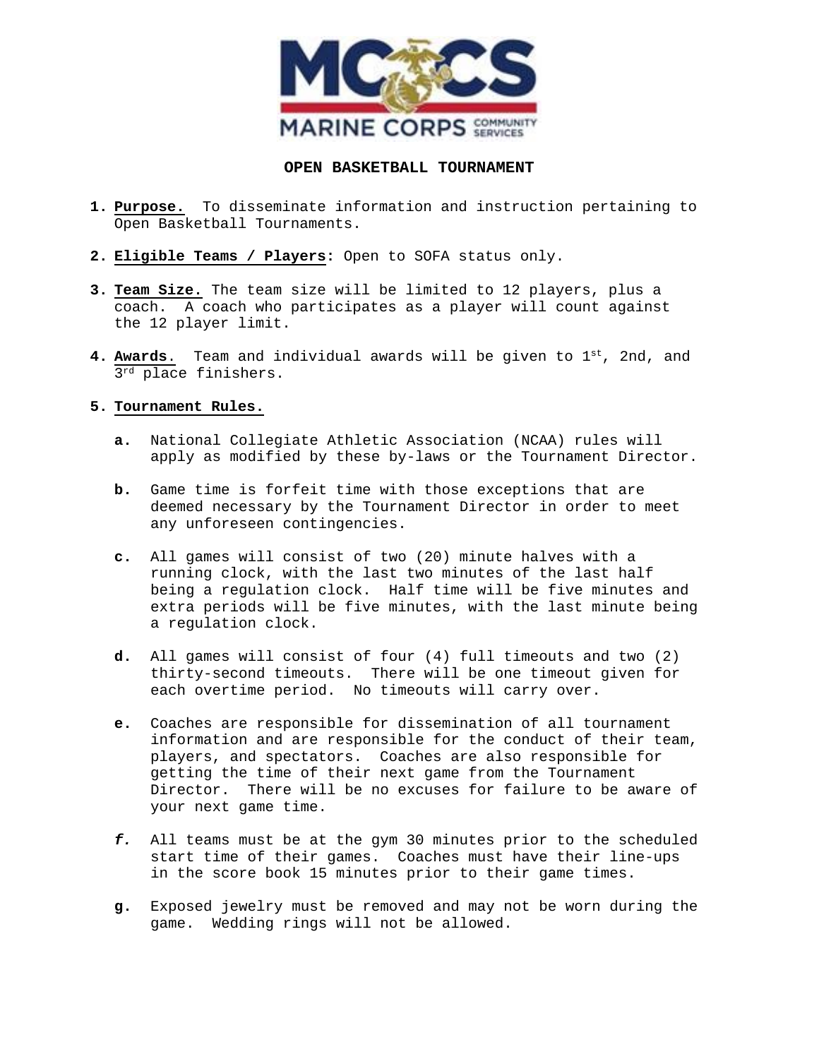# OPEN BASKETBALL TOURNAMENT

1. **Purpose.** To disseminate information and instruction pertaining to Open Basketball Tournaments.

2. **Eligible Teams / Players:** Open to SOFA status only.

3. **Team Size.** The team size will be limited to 12 players, plus a coach. A coach who participates as a player will count against the 12 player limit.

4. **Awards.** Team and individual awards will be given to 1st, 2nd, and 3rd place finishers.

5. **Tournament Rules.**

   **a.** National Collegiate Athletic Association (NCAA) rules will apply as modified by these by-laws or the Tournament Director.

   **b.** Game time is forfeit time with those exceptions that are deemed necessary by the Tournament Director in order to meet any unforeseen contingencies.

   **c.** All games will consist of two (20) minute halves with a running clock, with the last two minutes of the last half being a regulation clock. Half time will be five minutes and extra periods will be five minutes, with the last minute being a regulation clock.

   **d.** All games will consist of four (4) full timeouts and two (2) thirty-second timeouts. There will be one timeout given for each overtime period. No timeouts will carry over.

   **e.** Coaches are responsible for dissemination of all tournament information and are responsible for the conduct of their team, players, and spectators. Coaches are also responsible for getting the time of their next game from the Tournament Director. There will be no excuses for failure to be aware of your next game time.

   ***f.*** All teams must be at the gym 30 minutes prior to the scheduled start time of their games. Coaches must have their line-ups in the score book 15 minutes prior to their game times.

   **g.** Exposed jewelry must be removed and may not be worn during the game. Wedding rings will not be allowed.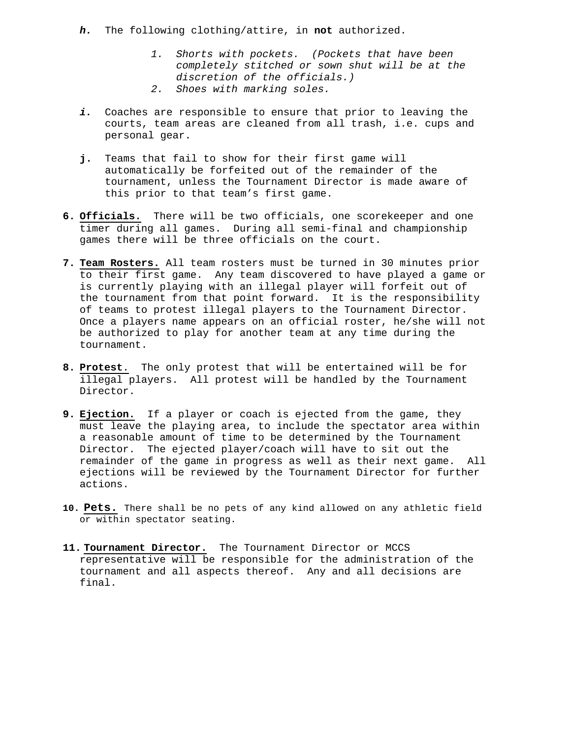***h.*** The following clothing/attire, in **not** authorized.

1. *Shorts with pockets. (Pockets that have been completely stitched or sown shut will be at the discretion of the officials.)*
2. *Shoes with marking soles.*

***i.*** Coaches are responsible to ensure that prior to leaving the courts, team areas are cleaned from all trash, i.e. cups and personal gear.

**j.** Teams that fail to show for their first game will automatically be forfeited out of the remainder of the tournament, unless the Tournament Director is made aware of this prior to that team's first game.

**6.** **Officials.** There will be two officials, one scorekeeper and one timer during all games. During all semi-final and championship games there will be three officials on the court.

**7.** **Team Rosters.** All team rosters must be turned in 30 minutes prior to their first game. Any team discovered to have played a game or is currently playing with an illegal player will forfeit out of the tournament from that point forward. It is the responsibility of teams to protest illegal players to the Tournament Director. Once a players name appears on an official roster, he/she will not be authorized to play for another team at any time during the tournament.

**8.** **Protest.** The only protest that will be entertained will be for illegal players. All protest will be handled by the Tournament Director.

**9.** **Ejection.** If a player or coach is ejected from the game, they must leave the playing area, to include the spectator area within a reasonable amount of time to be determined by the Tournament Director. The ejected player/coach will have to sit out the remainder of the game in progress as well as their next game. All ejections will be reviewed by the Tournament Director for further actions.

**10.** **Pets.** There shall be no pets of any kind allowed on any athletic field or within spectator seating.

**11.** **Tournament Director.** The Tournament Director or MCCS representative will be responsible for the administration of the tournament and all aspects thereof. Any and all decisions are final.